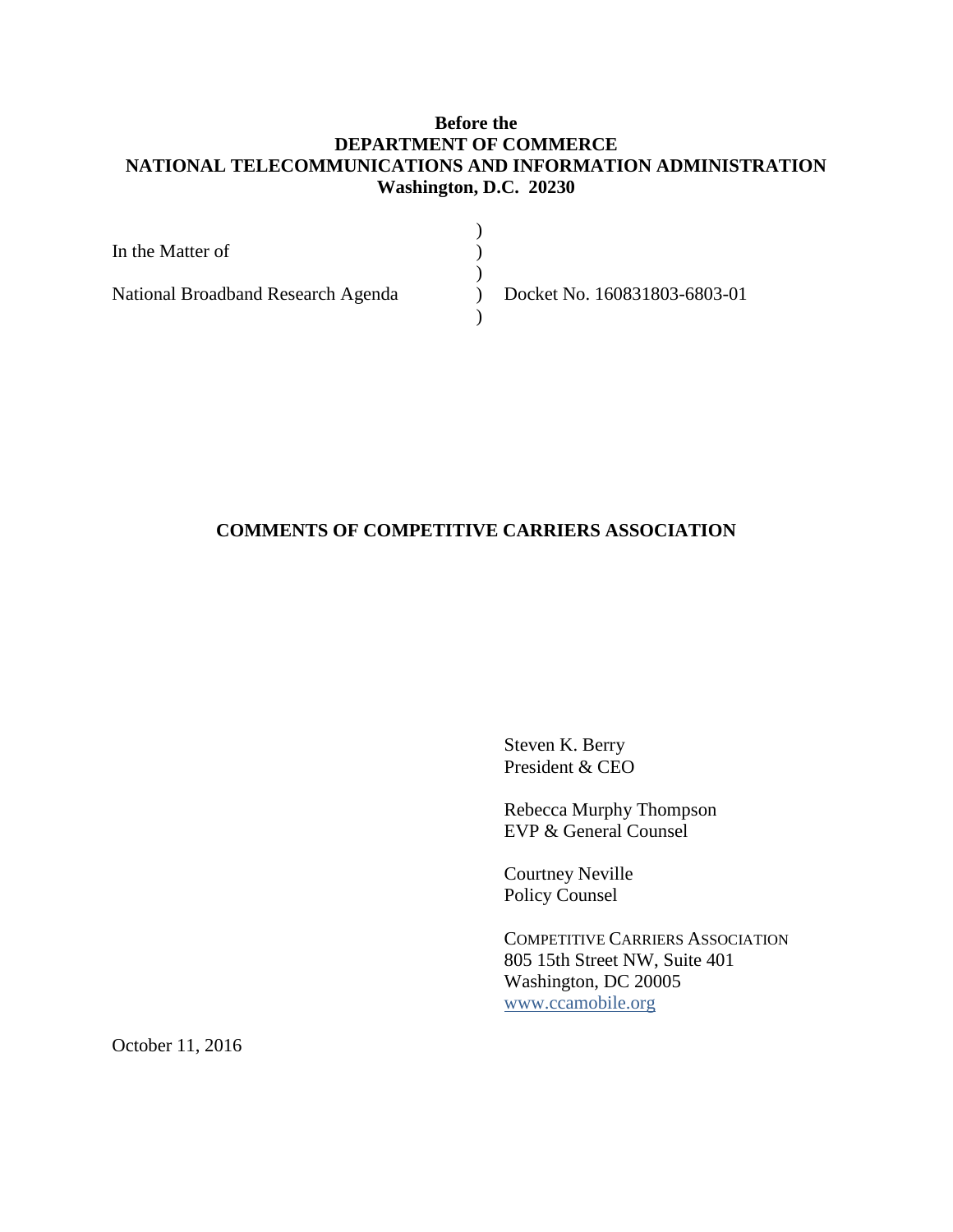**Before the**
**DEPARTMENT OF COMMERCE**
**NATIONAL TELECOMMUNICATIONS AND INFORMATION ADMINISTRATION**
**Washington, D.C. 20230**

| | | |
|---|---|---|
| In the Matter of | ) | |
| | ) | |
| National Broadband Research Agenda | ) | Docket No. 160831803-6803-01 |
| | ) | |

**COMMENTS OF COMPETITIVE CARRIERS ASSOCIATION**

Steven K. Berry
President & CEO

Rebecca Murphy Thompson
EVP & General Counsel

Courtney Neville
Policy Counsel

COMPETITIVE CARRIERS ASSOCIATION
805 15th Street NW, Suite 401
Washington, DC 20005
www.ccamobile.org

October 11, 2016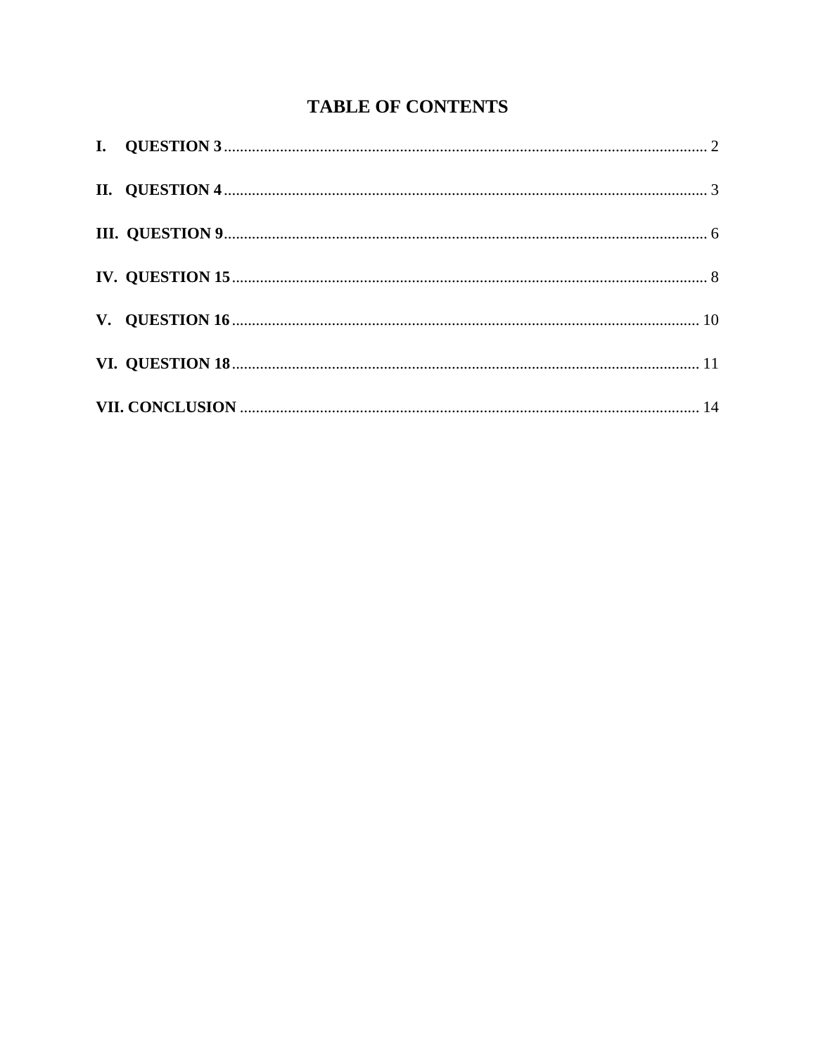# TABLE OF CONTENTS

**I. QUESTION 3** ........................................................................................................ 2

**II. QUESTION 4** ....................................................................................................... 3

**III. QUESTION 9** ...................................................................................................... 6

**IV. QUESTION 15** .................................................................................................... 8

**V. QUESTION 16** ..................................................................................................... 10

**VI. QUESTION 18** .................................................................................................... 11

**VII. CONCLUSION** ................................................................................................... 14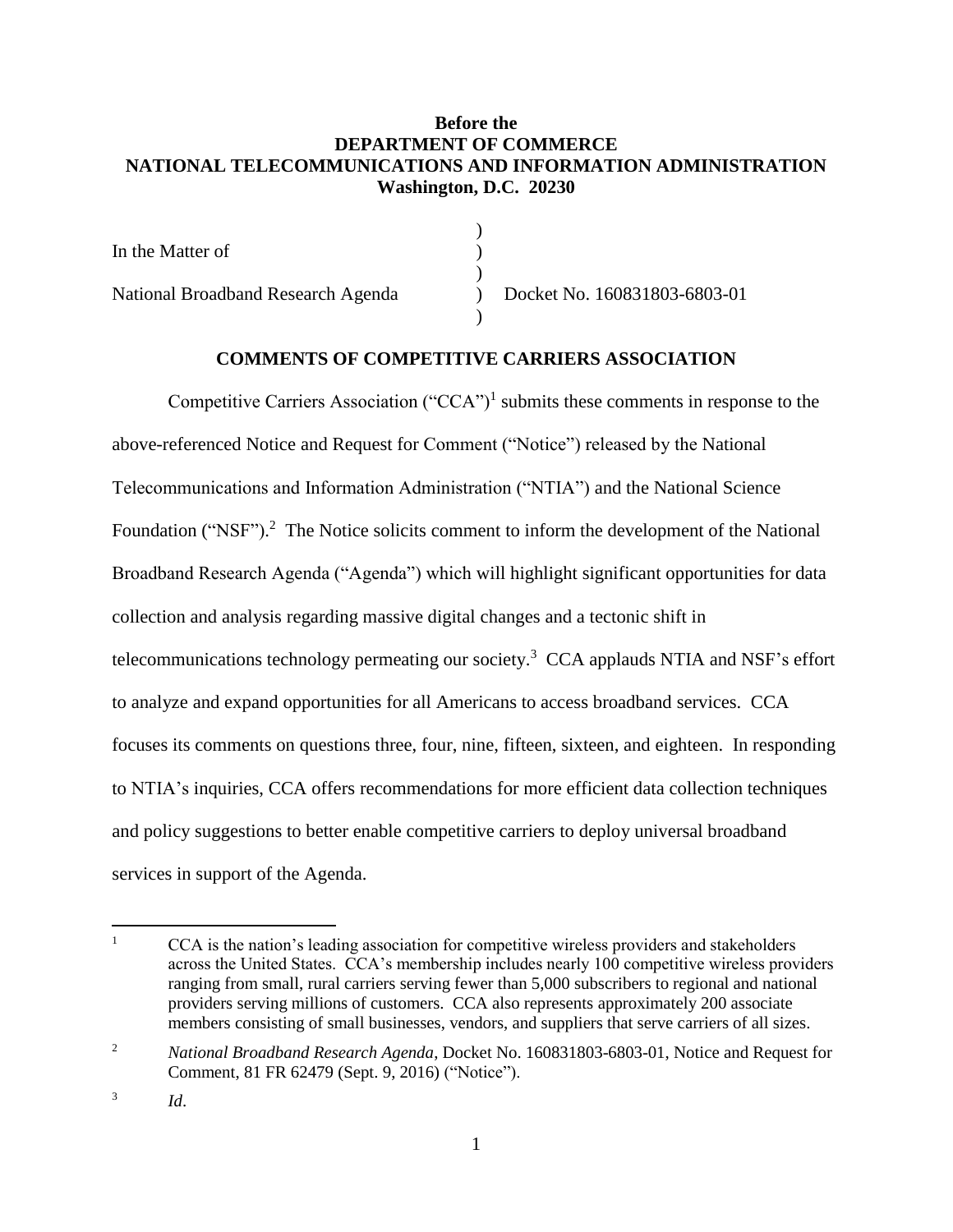**Before the**
**DEPARTMENT OF COMMERCE**
**NATIONAL TELECOMMUNICATIONS AND INFORMATION ADMINISTRATION**
**Washington, D.C. 20230**

| | | |
|---|---|---|
| In the Matter of | ) | |
| | ) | |
| National Broadband Research Agenda | ) | Docket No. 160831803-6803-01 |
| | ) | |

**COMMENTS OF COMPETITIVE CARRIERS ASSOCIATION**

Competitive Carriers Association ("CCA")[1] submits these comments in response to the above-referenced Notice and Request for Comment ("Notice") released by the National Telecommunications and Information Administration ("NTIA") and the National Science Foundation ("NSF").[2] The Notice solicits comment to inform the development of the National Broadband Research Agenda ("Agenda") which will highlight significant opportunities for data collection and analysis regarding massive digital changes and a tectonic shift in telecommunications technology permeating our society.[3] CCA applauds NTIA and NSF's effort to analyze and expand opportunities for all Americans to access broadband services. CCA focuses its comments on questions three, four, nine, fifteen, sixteen, and eighteen. In responding to NTIA's inquiries, CCA offers recommendations for more efficient data collection techniques and policy suggestions to better enable competitive carriers to deploy universal broadband services in support of the Agenda.

---

[1] CCA is the nation's leading association for competitive wireless providers and stakeholders across the United States. CCA's membership includes nearly 100 competitive wireless providers ranging from small, rural carriers serving fewer than 5,000 subscribers to regional and national providers serving millions of customers. CCA also represents approximately 200 associate members consisting of small businesses, vendors, and suppliers that serve carriers of all sizes.

[2] *National Broadband Research Agenda*, Docket No. 160831803-6803-01, Notice and Request for Comment, 81 FR 62479 (Sept. 9, 2016) ("Notice").

[3] *Id*.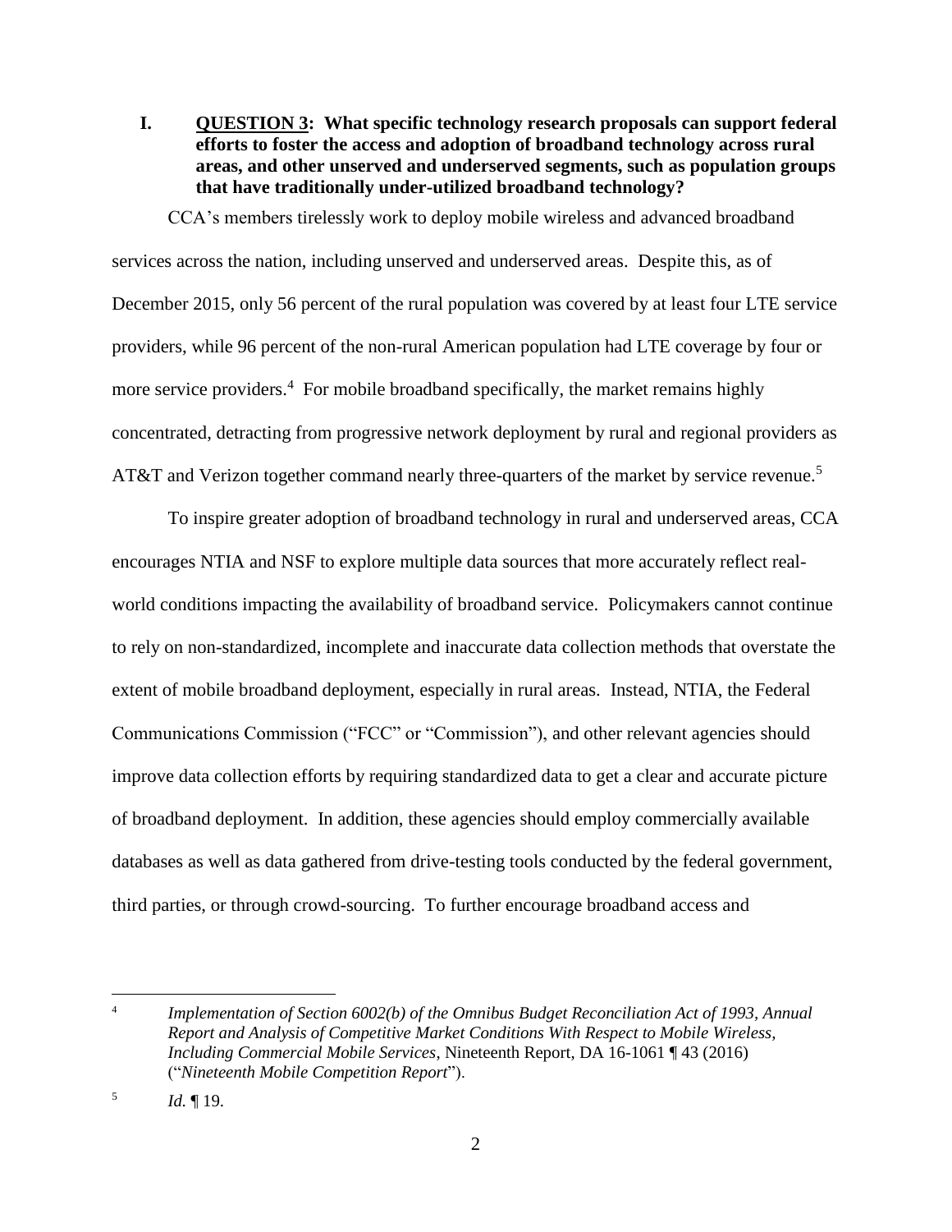## I. QUESTION 3: What specific technology research proposals can support federal efforts to foster the access and adoption of broadband technology across rural areas, and other unserved and underserved segments, such as population groups that have traditionally under-utilized broadband technology?

CCA's members tirelessly work to deploy mobile wireless and advanced broadband services across the nation, including unserved and underserved areas. Despite this, as of December 2015, only 56 percent of the rural population was covered by at least four LTE service providers, while 96 percent of the non-rural American population had LTE coverage by four or more service providers.[4] For mobile broadband specifically, the market remains highly concentrated, detracting from progressive network deployment by rural and regional providers as AT&T and Verizon together command nearly three-quarters of the market by service revenue.[5]

To inspire greater adoption of broadband technology in rural and underserved areas, CCA encourages NTIA and NSF to explore multiple data sources that more accurately reflect real-world conditions impacting the availability of broadband service. Policymakers cannot continue to rely on non-standardized, incomplete and inaccurate data collection methods that overstate the extent of mobile broadband deployment, especially in rural areas. Instead, NTIA, the Federal Communications Commission ("FCC" or "Commission"), and other relevant agencies should improve data collection efforts by requiring standardized data to get a clear and accurate picture of broadband deployment. In addition, these agencies should employ commercially available databases as well as data gathered from drive-testing tools conducted by the federal government, third parties, or through crowd-sourcing. To further encourage broadband access and

---

[4] *Implementation of Section 6002(b) of the Omnibus Budget Reconciliation Act of 1993, Annual Report and Analysis of Competitive Market Conditions With Respect to Mobile Wireless, Including Commercial Mobile Services*, Nineteenth Report, DA 16-1061 ¶ 43 (2016) ("*Nineteenth Mobile Competition Report*").

[5] *Id.* ¶ 19.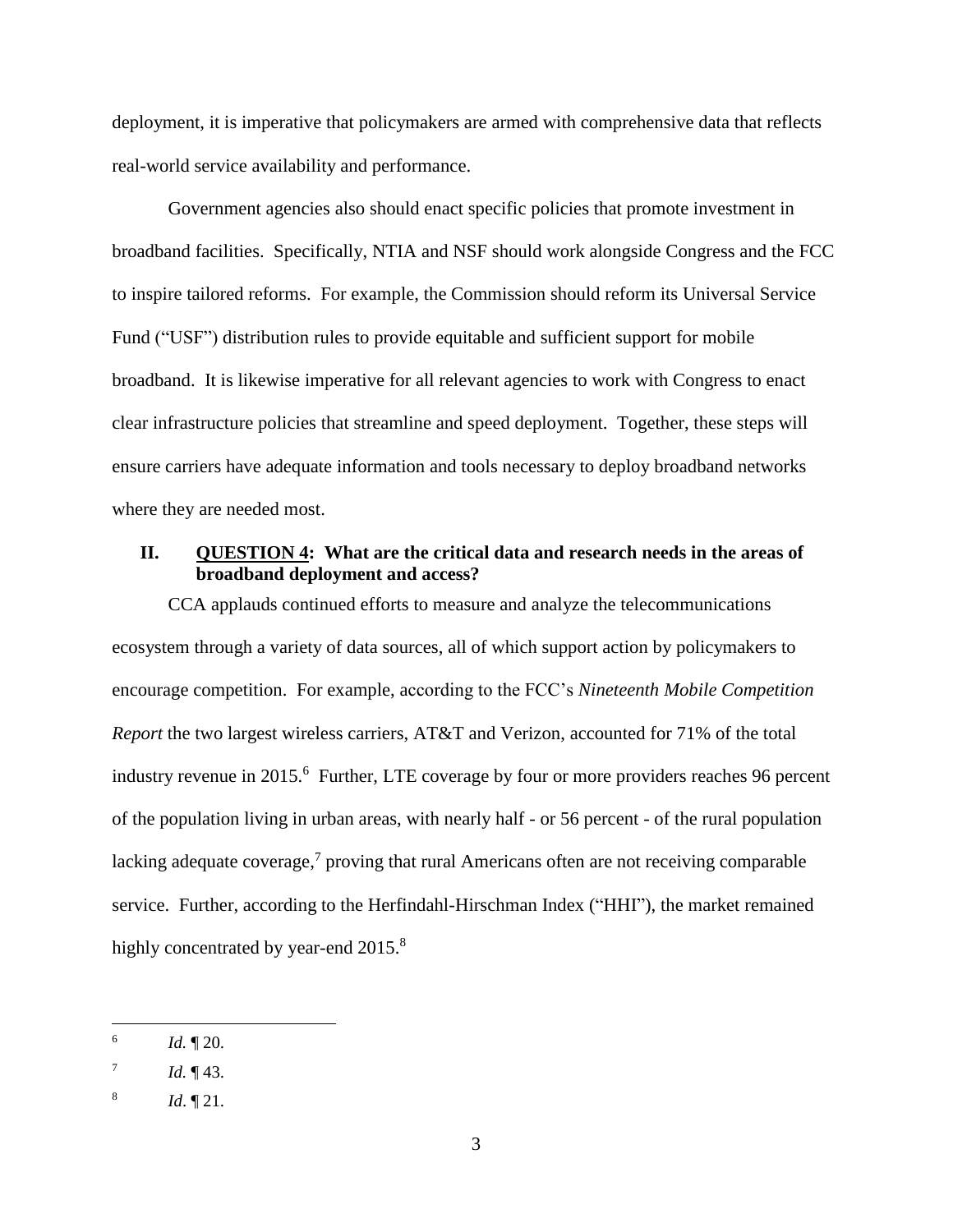deployment, it is imperative that policymakers are armed with comprehensive data that reflects real-world service availability and performance.

Government agencies also should enact specific policies that promote investment in broadband facilities. Specifically, NTIA and NSF should work alongside Congress and the FCC to inspire tailored reforms. For example, the Commission should reform its Universal Service Fund ("USF") distribution rules to provide equitable and sufficient support for mobile broadband. It is likewise imperative for all relevant agencies to work with Congress to enact clear infrastructure policies that streamline and speed deployment. Together, these steps will ensure carriers have adequate information and tools necessary to deploy broadband networks where they are needed most.

## II. **QUESTION 4: What are the critical data and research needs in the areas of broadband deployment and access?**

CCA applauds continued efforts to measure and analyze the telecommunications ecosystem through a variety of data sources, all of which support action by policymakers to encourage competition. For example, according to the FCC's *Nineteenth Mobile Competition Report* the two largest wireless carriers, AT&T and Verizon, accounted for 71% of the total industry revenue in 2015.[6] Further, LTE coverage by four or more providers reaches 96 percent of the population living in urban areas, with nearly half - or 56 percent - of the rural population lacking adequate coverage,[7] proving that rural Americans often are not receiving comparable service. Further, according to the Herfindahl-Hirschman Index ("HHI"), the market remained highly concentrated by year-end 2015.[8]

---

[6] *Id.* ¶ 20.

[7] *Id.* ¶ 43.

[8] *Id*. ¶ 21.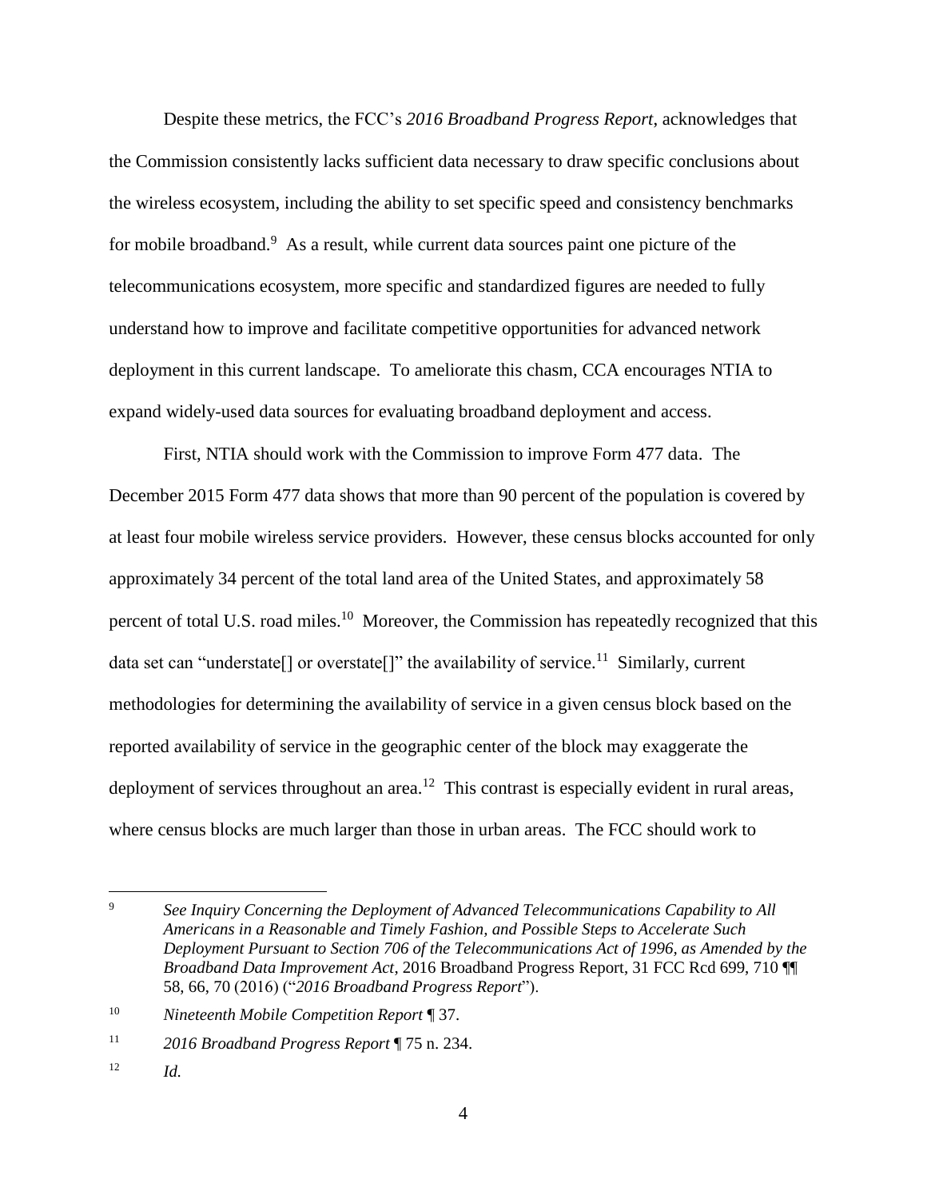Despite these metrics, the FCC's *2016 Broadband Progress Report*, acknowledges that the Commission consistently lacks sufficient data necessary to draw specific conclusions about the wireless ecosystem, including the ability to set specific speed and consistency benchmarks for mobile broadband.[9] As a result, while current data sources paint one picture of the telecommunications ecosystem, more specific and standardized figures are needed to fully understand how to improve and facilitate competitive opportunities for advanced network deployment in this current landscape. To ameliorate this chasm, CCA encourages NTIA to expand widely-used data sources for evaluating broadband deployment and access.

First, NTIA should work with the Commission to improve Form 477 data. The December 2015 Form 477 data shows that more than 90 percent of the population is covered by at least four mobile wireless service providers. However, these census blocks accounted for only approximately 34 percent of the total land area of the United States, and approximately 58 percent of total U.S. road miles.[10] Moreover, the Commission has repeatedly recognized that this data set can "understate[] or overstate[]" the availability of service.[11] Similarly, current methodologies for determining the availability of service in a given census block based on the reported availability of service in the geographic center of the block may exaggerate the deployment of services throughout an area.[12] This contrast is especially evident in rural areas, where census blocks are much larger than those in urban areas. The FCC should work to

---

[9] *See Inquiry Concerning the Deployment of Advanced Telecommunications Capability to All Americans in a Reasonable and Timely Fashion, and Possible Steps to Accelerate Such Deployment Pursuant to Section 706 of the Telecommunications Act of 1996, as Amended by the Broadband Data Improvement Act*, 2016 Broadband Progress Report, 31 FCC Rcd 699, 710 ¶¶ 58, 66, 70 (2016) ("*2016 Broadband Progress Report*").

[10] *Nineteenth Mobile Competition Report* ¶ 37.

[11] *2016 Broadband Progress Report* ¶ 75 n. 234.

[12] *Id.*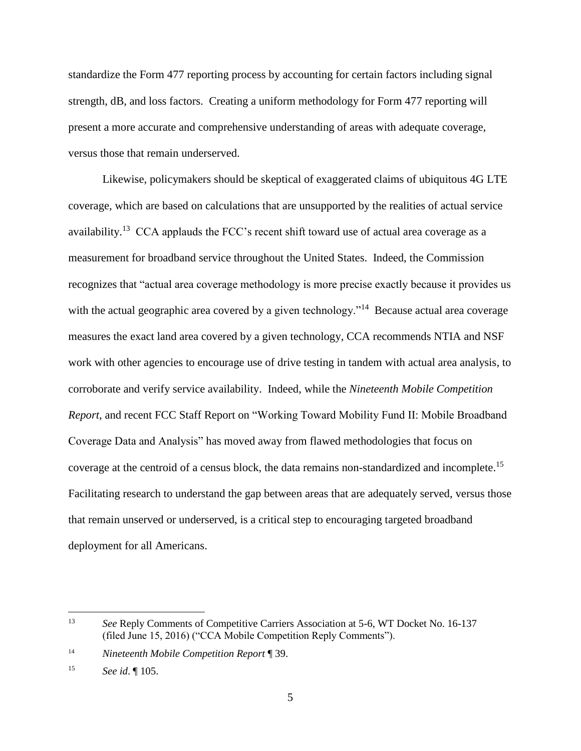standardize the Form 477 reporting process by accounting for certain factors including signal strength, dB, and loss factors. Creating a uniform methodology for Form 477 reporting will present a more accurate and comprehensive understanding of areas with adequate coverage, versus those that remain underserved.

Likewise, policymakers should be skeptical of exaggerated claims of ubiquitous 4G LTE coverage, which are based on calculations that are unsupported by the realities of actual service availability.[13] CCA applauds the FCC's recent shift toward use of actual area coverage as a measurement for broadband service throughout the United States. Indeed, the Commission recognizes that "actual area coverage methodology is more precise exactly because it provides us with the actual geographic area covered by a given technology."[14] Because actual area coverage measures the exact land area covered by a given technology, CCA recommends NTIA and NSF work with other agencies to encourage use of drive testing in tandem with actual area analysis, to corroborate and verify service availability. Indeed, while the *Nineteenth Mobile Competition Report*, and recent FCC Staff Report on "Working Toward Mobility Fund II: Mobile Broadband Coverage Data and Analysis" has moved away from flawed methodologies that focus on coverage at the centroid of a census block, the data remains non-standardized and incomplete.[15] Facilitating research to understand the gap between areas that are adequately served, versus those that remain unserved or underserved, is a critical step to encouraging targeted broadband deployment for all Americans.

---

[13] *See* Reply Comments of Competitive Carriers Association at 5-6, WT Docket No. 16-137 (filed June 15, 2016) ("CCA Mobile Competition Reply Comments").

[14] *Nineteenth Mobile Competition Report* ¶ 39.

[15] *See id*. ¶ 105.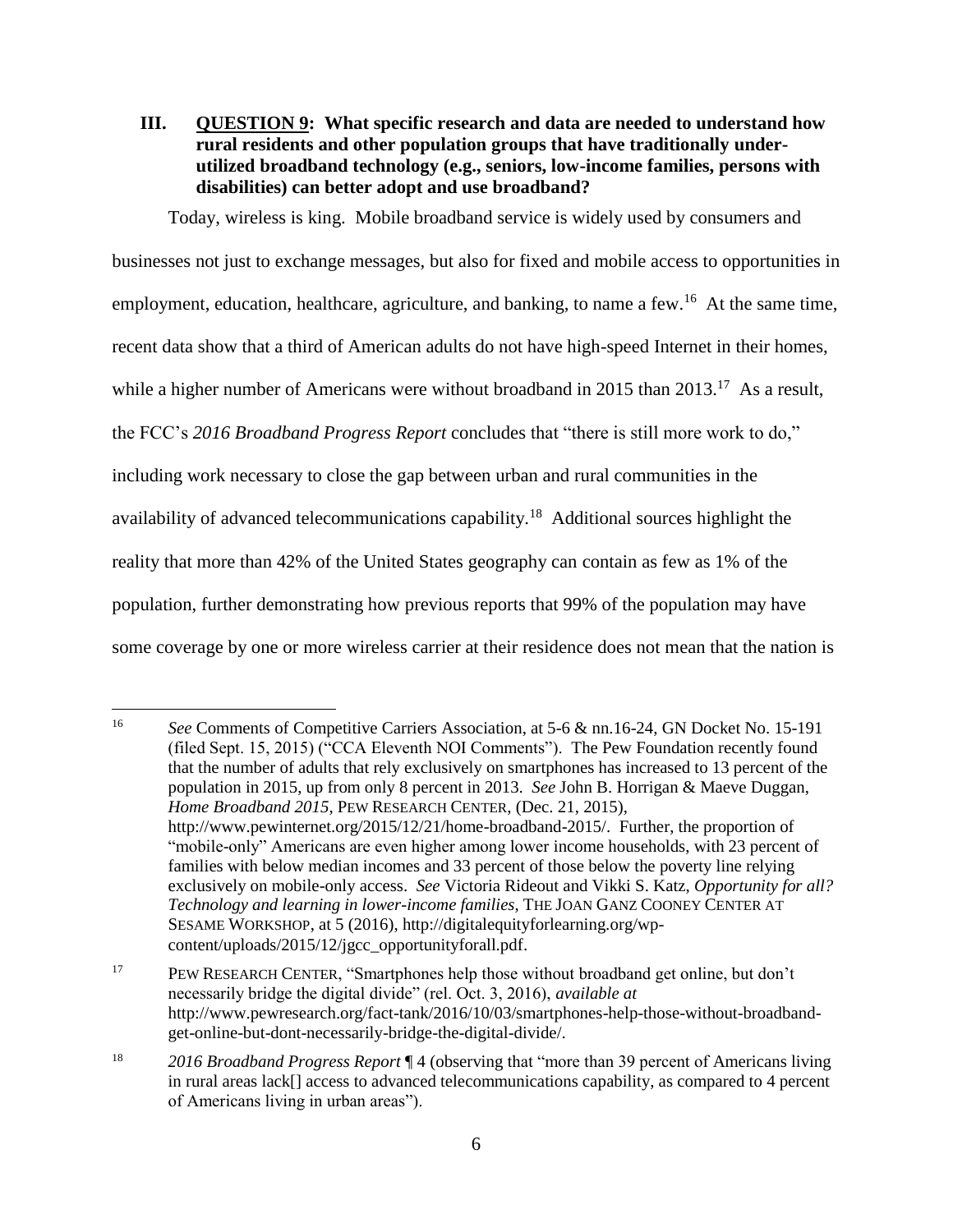## III. <u>QUESTION 9</u>: What specific research and data are needed to understand how rural residents and other population groups that have traditionally under-utilized broadband technology (e.g., seniors, low-income families, persons with disabilities) can better adopt and use broadband?

Today, wireless is king. Mobile broadband service is widely used by consumers and businesses not just to exchange messages, but also for fixed and mobile access to opportunities in employment, education, healthcare, agriculture, and banking, to name a few.[16] At the same time, recent data show that a third of American adults do not have high-speed Internet in their homes, while a higher number of Americans were without broadband in 2015 than 2013.[17] As a result, the FCC's *2016 Broadband Progress Report* concludes that "there is still more work to do," including work necessary to close the gap between urban and rural communities in the availability of advanced telecommunications capability.[18] Additional sources highlight the reality that more than 42% of the United States geography can contain as few as 1% of the population, further demonstrating how previous reports that 99% of the population may have some coverage by one or more wireless carrier at their residence does not mean that the nation is

---

[16] *See* Comments of Competitive Carriers Association, at 5-6 & nn.16-24, GN Docket No. 15-191 (filed Sept. 15, 2015) ("CCA Eleventh NOI Comments"). The Pew Foundation recently found that the number of adults that rely exclusively on smartphones has increased to 13 percent of the population in 2015, up from only 8 percent in 2013. *See* John B. Horrigan & Maeve Duggan, *Home Broadband 2015*, PEW RESEARCH CENTER, (Dec. 21, 2015), http://www.pewinternet.org/2015/12/21/home-broadband-2015/. Further, the proportion of "mobile-only" Americans are even higher among lower income households, with 23 percent of families with below median incomes and 33 percent of those below the poverty line relying exclusively on mobile-only access. *See* Victoria Rideout and Vikki S. Katz, *Opportunity for all? Technology and learning in lower-income families*, THE JOAN GANZ COONEY CENTER AT SESAME WORKSHOP, at 5 (2016), http://digitalequityforlearning.org/wp-content/uploads/2015/12/jgcc_opportunityforall.pdf.

[17] PEW RESEARCH CENTER, "Smartphones help those without broadband get online, but don't necessarily bridge the digital divide" (rel. Oct. 3, 2016), *available at* http://www.pewresearch.org/fact-tank/2016/10/03/smartphones-help-those-without-broadband-get-online-but-dont-necessarily-bridge-the-digital-divide/.

[18] *2016 Broadband Progress Report* ¶ 4 (observing that "more than 39 percent of Americans living in rural areas lack[] access to advanced telecommunications capability, as compared to 4 percent of Americans living in urban areas").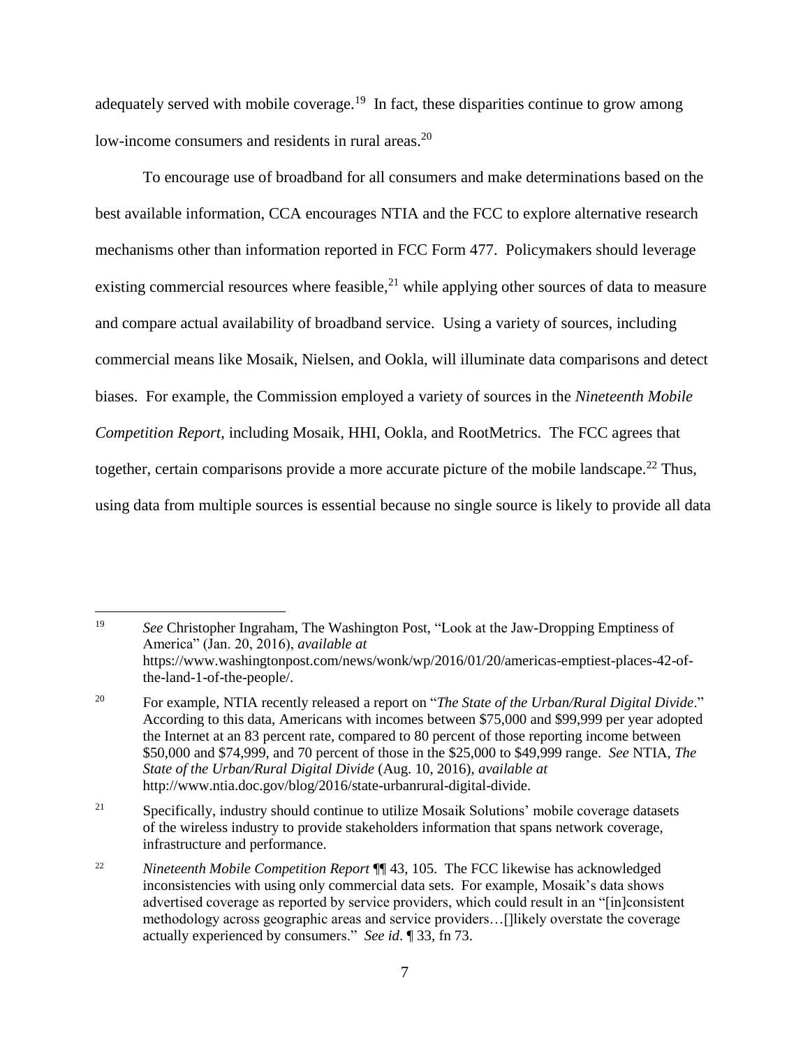adequately served with mobile coverage.[19] In fact, these disparities continue to grow among low-income consumers and residents in rural areas.[20]

To encourage use of broadband for all consumers and make determinations based on the best available information, CCA encourages NTIA and the FCC to explore alternative research mechanisms other than information reported in FCC Form 477. Policymakers should leverage existing commercial resources where feasible,[21] while applying other sources of data to measure and compare actual availability of broadband service. Using a variety of sources, including commercial means like Mosaik, Nielsen, and Ookla, will illuminate data comparisons and detect biases. For example, the Commission employed a variety of sources in the *Nineteenth Mobile Competition Report*, including Mosaik, HHI, Ookla, and RootMetrics. The FCC agrees that together, certain comparisons provide a more accurate picture of the mobile landscape.[22] Thus, using data from multiple sources is essential because no single source is likely to provide all data

---

[19] *See* Christopher Ingraham, The Washington Post, "Look at the Jaw-Dropping Emptiness of America" (Jan. 20, 2016), *available at* https://www.washingtonpost.com/news/wonk/wp/2016/01/20/americas-emptiest-places-42-of-the-land-1-of-the-people/.

[20] For example, NTIA recently released a report on "*The State of the Urban/Rural Digital Divide*." According to this data, Americans with incomes between $75,000 and $99,999 per year adopted the Internet at an 83 percent rate, compared to 80 percent of those reporting income between $50,000 and $74,999, and 70 percent of those in the $25,000 to $49,999 range. *See* NTIA, *The State of the Urban/Rural Digital Divide* (Aug. 10, 2016), *available at* http://www.ntia.doc.gov/blog/2016/state-urbanrural-digital-divide.

[21] Specifically, industry should continue to utilize Mosaik Solutions' mobile coverage datasets of the wireless industry to provide stakeholders information that spans network coverage, infrastructure and performance.

[22] *Nineteenth Mobile Competition Report* ¶¶ 43, 105. The FCC likewise has acknowledged inconsistencies with using only commercial data sets. For example, Mosaik's data shows advertised coverage as reported by service providers, which could result in an "[in]consistent methodology across geographic areas and service providers…[]likely overstate the coverage actually experienced by consumers." *See id*. ¶ 33, fn 73.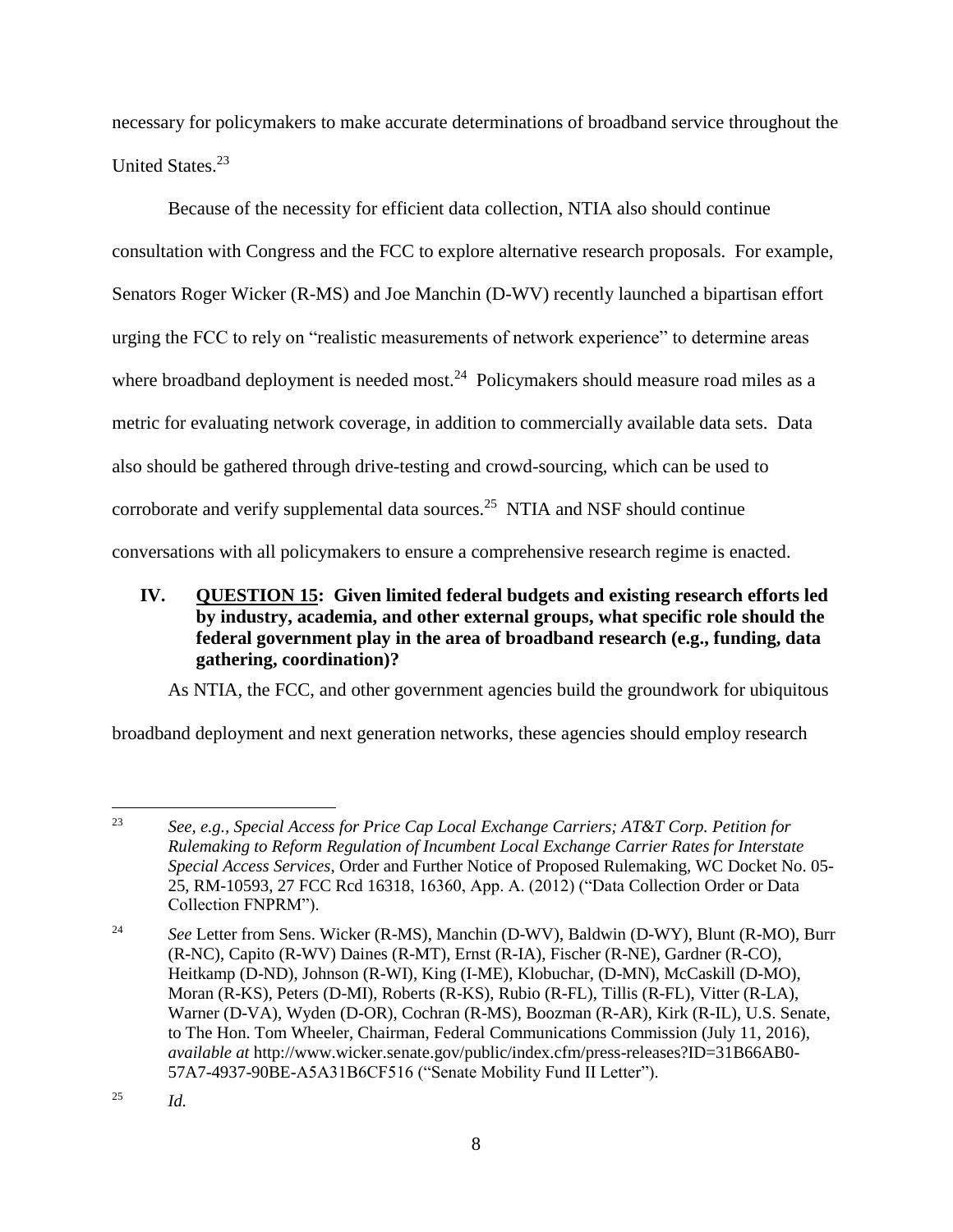necessary for policymakers to make accurate determinations of broadband service throughout the United States.[23]

Because of the necessity for efficient data collection, NTIA also should continue consultation with Congress and the FCC to explore alternative research proposals. For example, Senators Roger Wicker (R-MS) and Joe Manchin (D-WV) recently launched a bipartisan effort urging the FCC to rely on "realistic measurements of network experience" to determine areas where broadband deployment is needed most.[24] Policymakers should measure road miles as a metric for evaluating network coverage, in addition to commercially available data sets. Data also should be gathered through drive-testing and crowd-sourcing, which can be used to corroborate and verify supplemental data sources.[25] NTIA and NSF should continue conversations with all policymakers to ensure a comprehensive research regime is enacted.

## IV. QUESTION 15: Given limited federal budgets and existing research efforts led by industry, academia, and other external groups, what specific role should the federal government play in the area of broadband research (e.g., funding, data gathering, coordination)?

As NTIA, the FCC, and other government agencies build the groundwork for ubiquitous broadband deployment and next generation networks, these agencies should employ research

---

[23] *See, e.g., Special Access for Price Cap Local Exchange Carriers; AT&T Corp. Petition for Rulemaking to Reform Regulation of Incumbent Local Exchange Carrier Rates for Interstate Special Access Services*, Order and Further Notice of Proposed Rulemaking, WC Docket No. 05-25, RM-10593, 27 FCC Rcd 16318, 16360, App. A. (2012) ("Data Collection Order or Data Collection FNPRM").

[24] *See* Letter from Sens. Wicker (R-MS), Manchin (D-WV), Baldwin (D-WY), Blunt (R-MO), Burr (R-NC), Capito (R-WV) Daines (R-MT), Ernst (R-IA), Fischer (R-NE), Gardner (R-CO), Heitkamp (D-ND), Johnson (R-WI), King (I-ME), Klobuchar, (D-MN), McCaskill (D-MO), Moran (R-KS), Peters (D-MI), Roberts (R-KS), Rubio (R-FL), Tillis (R-FL), Vitter (R-LA), Warner (D-VA), Wyden (D-OR), Cochran (R-MS), Boozman (R-AR), Kirk (R-IL), U.S. Senate, to The Hon. Tom Wheeler, Chairman, Federal Communications Commission (July 11, 2016), *available at* http://www.wicker.senate.gov/public/index.cfm/press-releases?ID=31B66AB0-57A7-4937-90BE-A5A31B6CF516 ("Senate Mobility Fund II Letter").

[25] *Id.*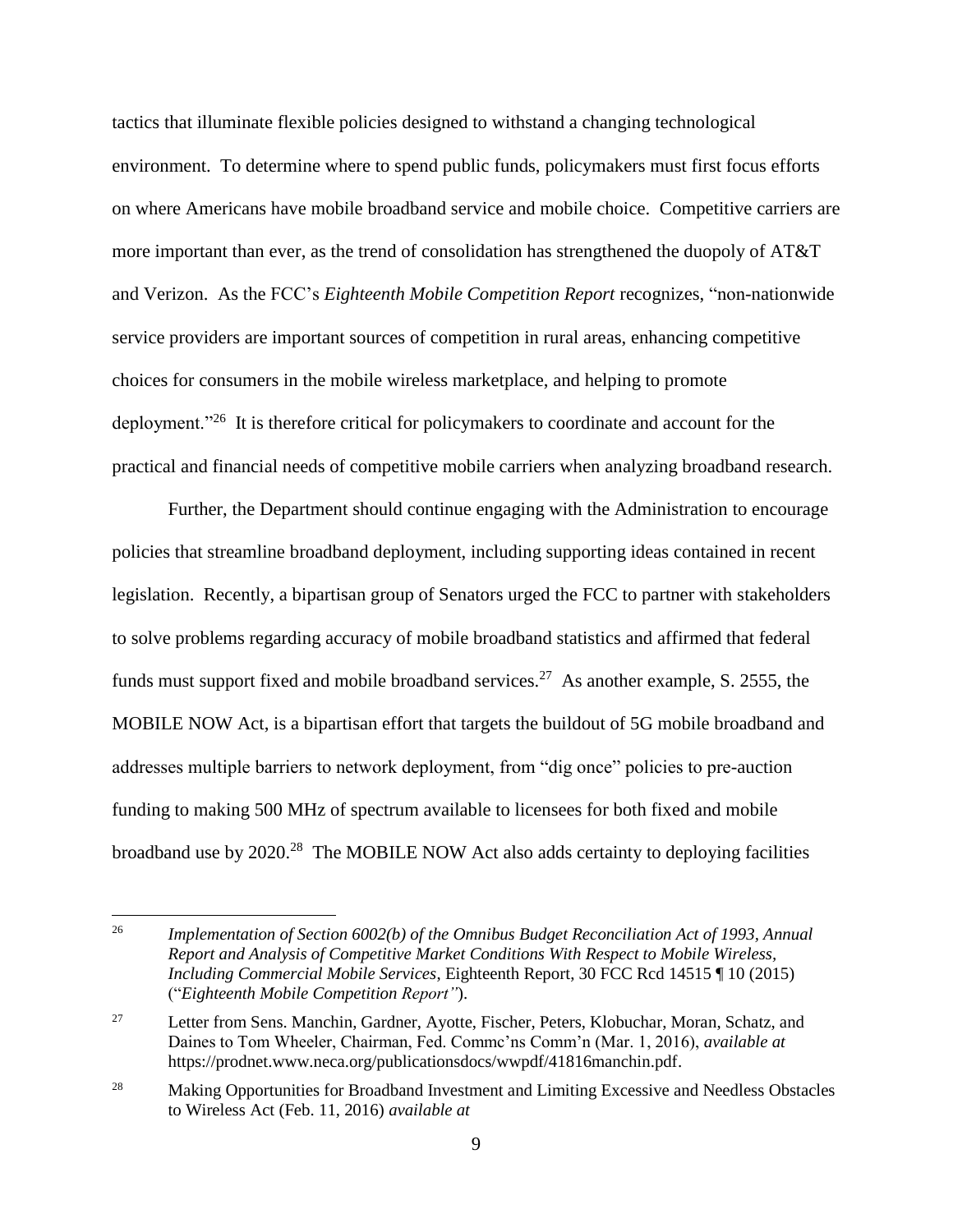tactics that illuminate flexible policies designed to withstand a changing technological environment. To determine where to spend public funds, policymakers must first focus efforts on where Americans have mobile broadband service and mobile choice. Competitive carriers are more important than ever, as the trend of consolidation has strengthened the duopoly of AT&T and Verizon. As the FCC's *Eighteenth Mobile Competition Report* recognizes, "non-nationwide service providers are important sources of competition in rural areas, enhancing competitive choices for consumers in the mobile wireless marketplace, and helping to promote deployment."[26] It is therefore critical for policymakers to coordinate and account for the practical and financial needs of competitive mobile carriers when analyzing broadband research.

Further, the Department should continue engaging with the Administration to encourage policies that streamline broadband deployment, including supporting ideas contained in recent legislation. Recently, a bipartisan group of Senators urged the FCC to partner with stakeholders to solve problems regarding accuracy of mobile broadband statistics and affirmed that federal funds must support fixed and mobile broadband services.[27] As another example, S. 2555, the MOBILE NOW Act, is a bipartisan effort that targets the buildout of 5G mobile broadband and addresses multiple barriers to network deployment, from "dig once" policies to pre-auction funding to making 500 MHz of spectrum available to licensees for both fixed and mobile broadband use by 2020.[28] The MOBILE NOW Act also adds certainty to deploying facilities

---

[26] *Implementation of Section 6002(b) of the Omnibus Budget Reconciliation Act of 1993, Annual Report and Analysis of Competitive Market Conditions With Respect to Mobile Wireless, Including Commercial Mobile Services*, Eighteenth Report, 30 FCC Rcd 14515 ¶ 10 (2015) ("*Eighteenth Mobile Competition Report*").

[27] Letter from Sens. Manchin, Gardner, Ayotte, Fischer, Peters, Klobuchar, Moran, Schatz, and Daines to Tom Wheeler, Chairman, Fed. Commc'ns Comm'n (Mar. 1, 2016), *available at* https://prodnet.www.neca.org/publicationsdocs/wwpdf/41816manchin.pdf.

[28] Making Opportunities for Broadband Investment and Limiting Excessive and Needless Obstacles to Wireless Act (Feb. 11, 2016) *available at*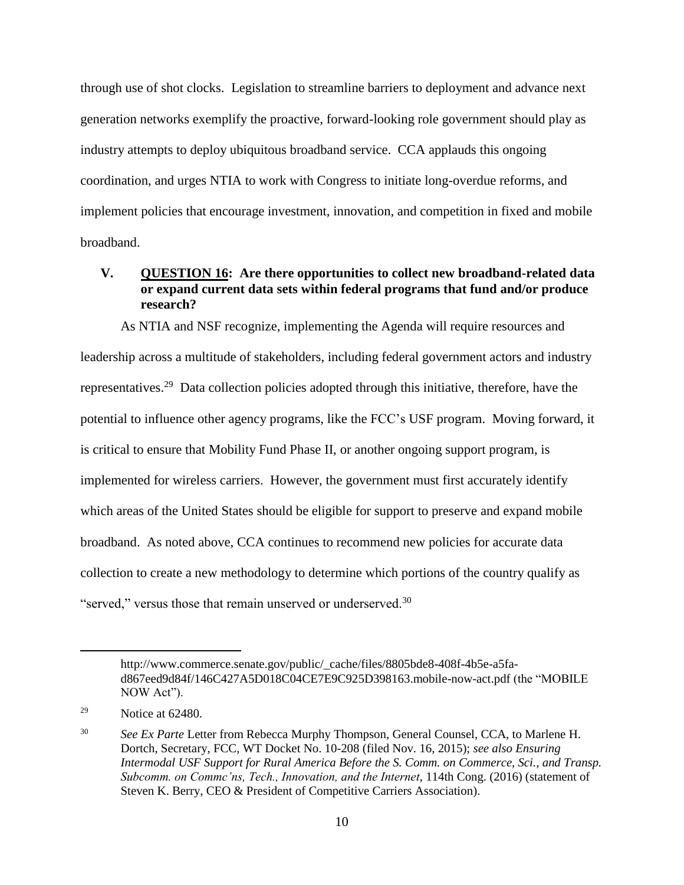through use of shot clocks. Legislation to streamline barriers to deployment and advance next generation networks exemplify the proactive, forward-looking role government should play as industry attempts to deploy ubiquitous broadband service. CCA applauds this ongoing coordination, and urges NTIA to work with Congress to initiate long-overdue reforms, and implement policies that encourage investment, innovation, and competition in fixed and mobile broadband.

## V. QUESTION 16: Are there opportunities to collect new broadband-related data or expand current data sets within federal programs that fund and/or produce research?

As NTIA and NSF recognize, implementing the Agenda will require resources and leadership across a multitude of stakeholders, including federal government actors and industry representatives.[29] Data collection policies adopted through this initiative, therefore, have the potential to influence other agency programs, like the FCC's USF program. Moving forward, it is critical to ensure that Mobility Fund Phase II, or another ongoing support program, is implemented for wireless carriers. However, the government must first accurately identify which areas of the United States should be eligible for support to preserve and expand mobile broadband. As noted above, CCA continues to recommend new policies for accurate data collection to create a new methodology to determine which portions of the country qualify as "served," versus those that remain unserved or underserved.[30]

---

http://www.commerce.senate.gov/public/_cache/files/8805bde8-408f-4b5e-a5fa-d867eed9d84f/146C427A5D018C04CE7E9C925D398163.mobile-now-act.pdf (the "MOBILE NOW Act").

[29] Notice at 62480.

[30] *See Ex Parte* Letter from Rebecca Murphy Thompson, General Counsel, CCA, to Marlene H. Dortch, Secretary, FCC, WT Docket No. 10-208 (filed Nov. 16, 2015); *see also Ensuring Intermodal USF Support for Rural America Before the S. Comm. on Commerce, Sci., and Transp. Subcomm. on Commc'ns, Tech., Innovation, and the Internet*, 114th Cong. (2016) (statement of Steven K. Berry, CEO & President of Competitive Carriers Association).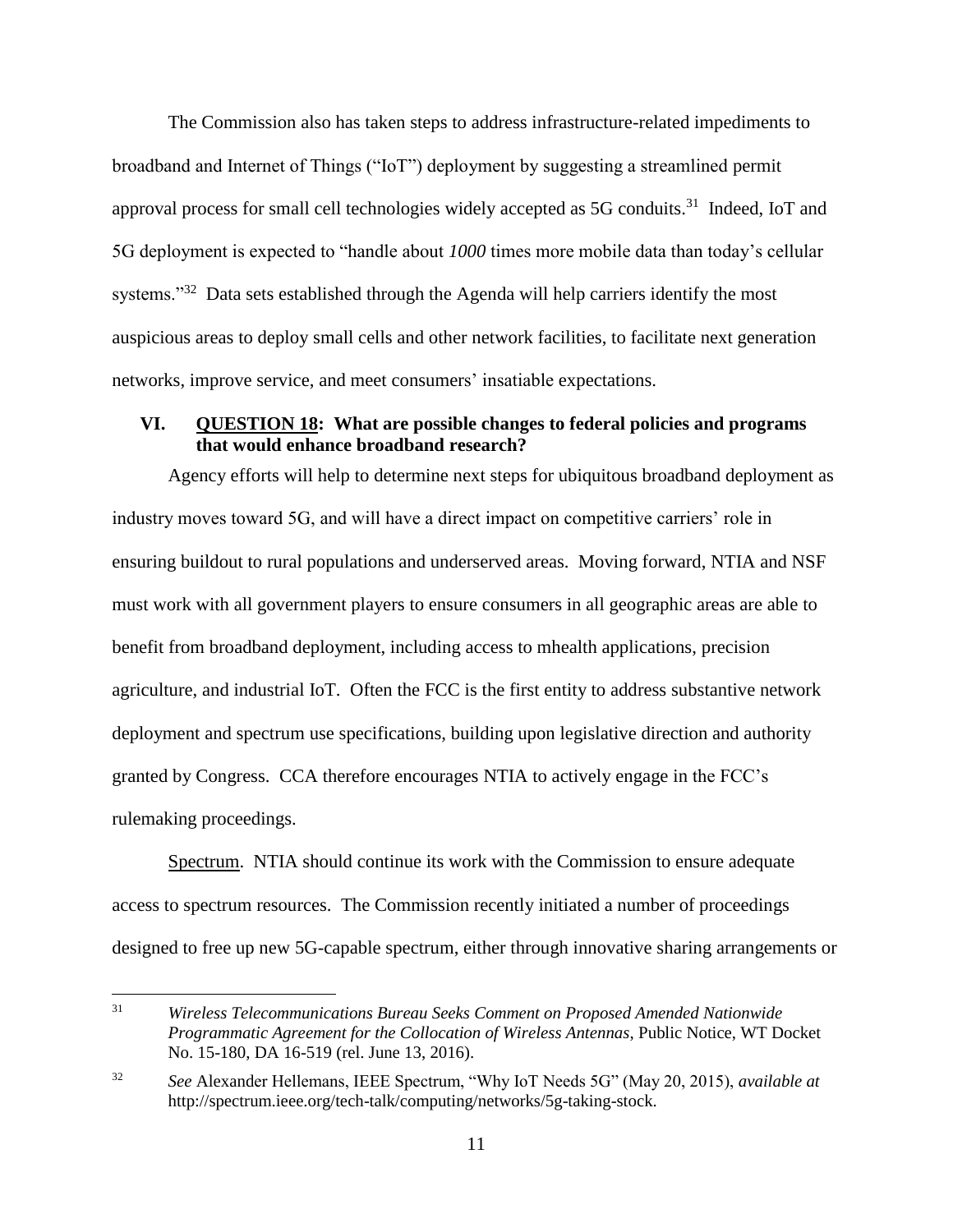The Commission also has taken steps to address infrastructure-related impediments to broadband and Internet of Things ("IoT") deployment by suggesting a streamlined permit approval process for small cell technologies widely accepted as 5G conduits.[31] Indeed, IoT and 5G deployment is expected to "handle about *1000* times more mobile data than today's cellular systems."[32] Data sets established through the Agenda will help carriers identify the most auspicious areas to deploy small cells and other network facilities, to facilitate next generation networks, improve service, and meet consumers' insatiable expectations.

## VI. QUESTION 18: What are possible changes to federal policies and programs that would enhance broadband research?

Agency efforts will help to determine next steps for ubiquitous broadband deployment as industry moves toward 5G, and will have a direct impact on competitive carriers' role in ensuring buildout to rural populations and underserved areas. Moving forward, NTIA and NSF must work with all government players to ensure consumers in all geographic areas are able to benefit from broadband deployment, including access to mhealth applications, precision agriculture, and industrial IoT. Often the FCC is the first entity to address substantive network deployment and spectrum use specifications, building upon legislative direction and authority granted by Congress. CCA therefore encourages NTIA to actively engage in the FCC's rulemaking proceedings.

Spectrum. NTIA should continue its work with the Commission to ensure adequate access to spectrum resources. The Commission recently initiated a number of proceedings designed to free up new 5G-capable spectrum, either through innovative sharing arrangements or

---

[31] *Wireless Telecommunications Bureau Seeks Comment on Proposed Amended Nationwide Programmatic Agreement for the Collocation of Wireless Antennas*, Public Notice, WT Docket No. 15-180, DA 16-519 (rel. June 13, 2016).

[32] *See* Alexander Hellemans, IEEE Spectrum, "Why IoT Needs 5G" (May 20, 2015), *available at* http://spectrum.ieee.org/tech-talk/computing/networks/5g-taking-stock.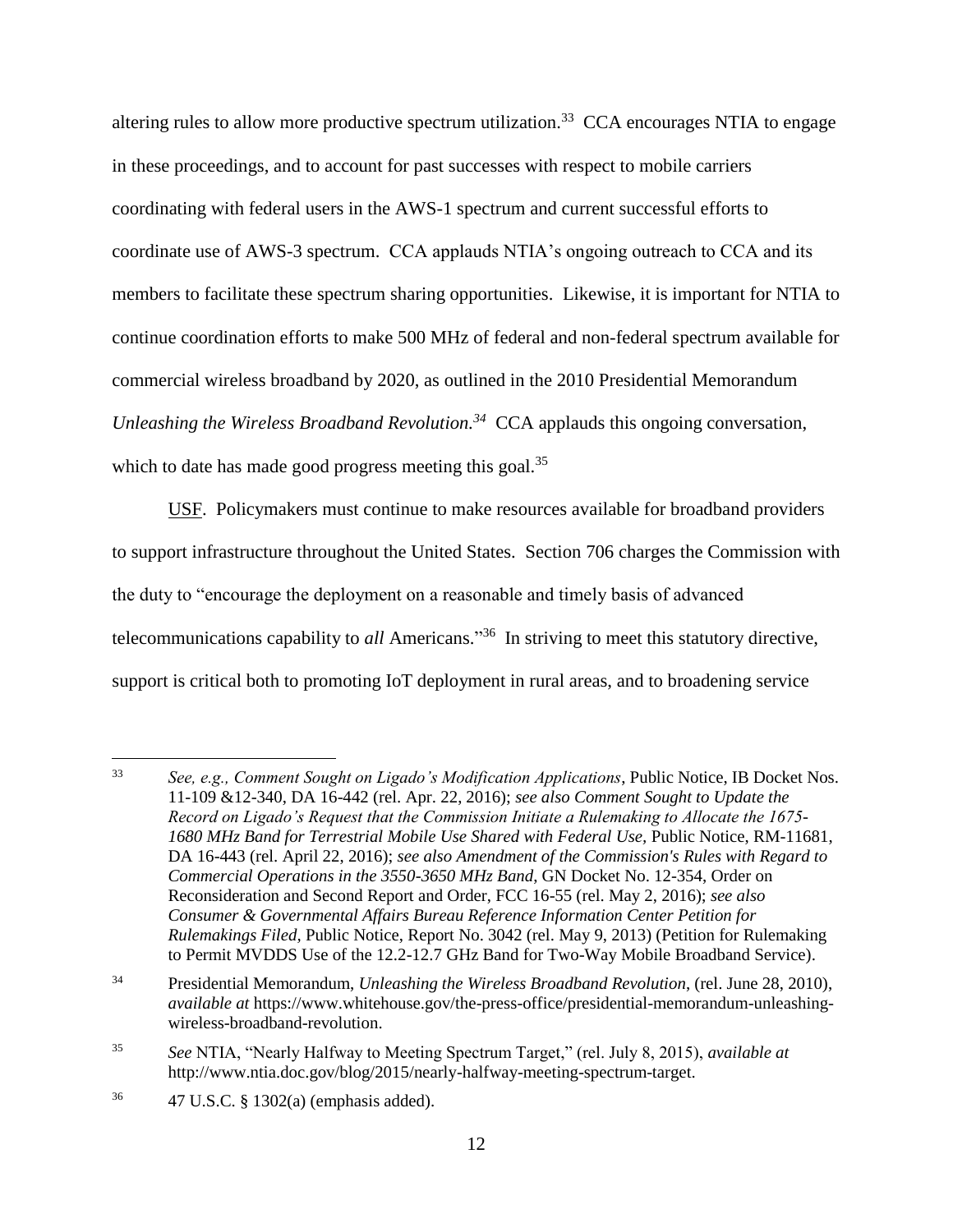altering rules to allow more productive spectrum utilization.[33] CCA encourages NTIA to engage in these proceedings, and to account for past successes with respect to mobile carriers coordinating with federal users in the AWS-1 spectrum and current successful efforts to coordinate use of AWS-3 spectrum. CCA applauds NTIA's ongoing outreach to CCA and its members to facilitate these spectrum sharing opportunities. Likewise, it is important for NTIA to continue coordination efforts to make 500 MHz of federal and non-federal spectrum available for commercial wireless broadband by 2020, as outlined in the 2010 Presidential Memorandum *Unleashing the Wireless Broadband Revolution.*[34] CCA applauds this ongoing conversation, which to date has made good progress meeting this goal.[35]

USF. Policymakers must continue to make resources available for broadband providers to support infrastructure throughout the United States. Section 706 charges the Commission with the duty to "encourage the deployment on a reasonable and timely basis of advanced telecommunications capability to *all* Americans."[36] In striving to meet this statutory directive, support is critical both to promoting IoT deployment in rural areas, and to broadening service

---

[33] *See, e.g., Comment Sought on Ligado's Modification Applications*, Public Notice, IB Docket Nos. 11-109 &12-340, DA 16-442 (rel. Apr. 22, 2016); *see also Comment Sought to Update the Record on Ligado's Request that the Commission Initiate a Rulemaking to Allocate the 1675-1680 MHz Band for Terrestrial Mobile Use Shared with Federal Use*, Public Notice, RM-11681, DA 16-443 (rel. April 22, 2016); *see also Amendment of the Commission's Rules with Regard to Commercial Operations in the 3550-3650 MHz Band*, GN Docket No. 12-354, Order on Reconsideration and Second Report and Order, FCC 16-55 (rel. May 2, 2016); *see also Consumer & Governmental Affairs Bureau Reference Information Center Petition for Rulemakings Filed*, Public Notice, Report No. 3042 (rel. May 9, 2013) (Petition for Rulemaking to Permit MVDDS Use of the 12.2-12.7 GHz Band for Two-Way Mobile Broadband Service).

[34] Presidential Memorandum, *Unleashing the Wireless Broadband Revolution*, (rel. June 28, 2010), *available at* https://www.whitehouse.gov/the-press-office/presidential-memorandum-unleashing-wireless-broadband-revolution.

[35] *See* NTIA, "Nearly Halfway to Meeting Spectrum Target," (rel. July 8, 2015), *available at* http://www.ntia.doc.gov/blog/2015/nearly-halfway-meeting-spectrum-target.

[36] 47 U.S.C. § 1302(a) (emphasis added).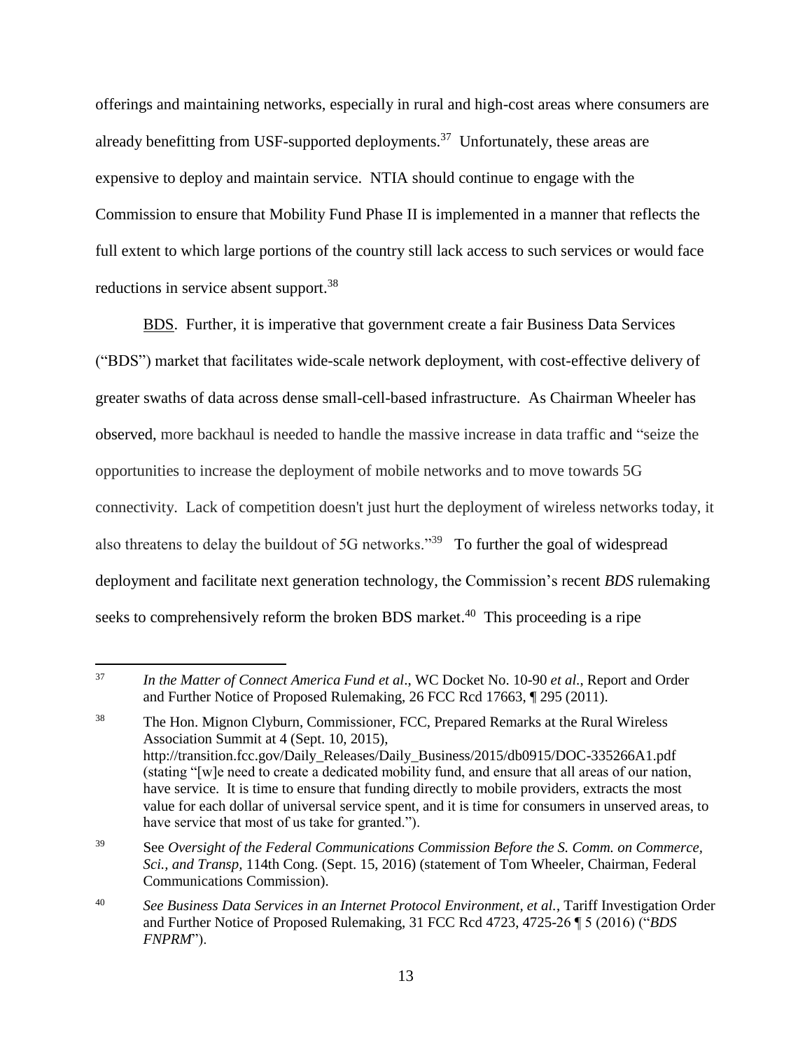offerings and maintaining networks, especially in rural and high-cost areas where consumers are already benefitting from USF-supported deployments.[37] Unfortunately, these areas are expensive to deploy and maintain service. NTIA should continue to engage with the Commission to ensure that Mobility Fund Phase II is implemented in a manner that reflects the full extent to which large portions of the country still lack access to such services or would face reductions in service absent support.[38]

BDS. Further, it is imperative that government create a fair Business Data Services ("BDS") market that facilitates wide-scale network deployment, with cost-effective delivery of greater swaths of data across dense small-cell-based infrastructure. As Chairman Wheeler has observed, more backhaul is needed to handle the massive increase in data traffic and "seize the opportunities to increase the deployment of mobile networks and to move towards 5G connectivity. Lack of competition doesn't just hurt the deployment of wireless networks today, it also threatens to delay the buildout of 5G networks."[39] To further the goal of widespread deployment and facilitate next generation technology, the Commission's recent *BDS* rulemaking seeks to comprehensively reform the broken BDS market.[40] This proceeding is a ripe

---

[37] *In the Matter of Connect America Fund et al*., WC Docket No. 10-90 *et al.*, Report and Order and Further Notice of Proposed Rulemaking, 26 FCC Rcd 17663, ¶ 295 (2011).

[38] The Hon. Mignon Clyburn, Commissioner, FCC, Prepared Remarks at the Rural Wireless Association Summit at 4 (Sept. 10, 2015), http://transition.fcc.gov/Daily_Releases/Daily_Business/2015/db0915/DOC-335266A1.pdf (stating "[w]e need to create a dedicated mobility fund, and ensure that all areas of our nation, have service. It is time to ensure that funding directly to mobile providers, extracts the most value for each dollar of universal service spent, and it is time for consumers in unserved areas, to have service that most of us take for granted.").

[39] See *Oversight of the Federal Communications Commission Before the S. Comm. on Commerce, Sci., and Transp,* 114th Cong. (Sept. 15, 2016) (statement of Tom Wheeler, Chairman, Federal Communications Commission).

[40] *See Business Data Services in an Internet Protocol Environment, et al.*, Tariff Investigation Order and Further Notice of Proposed Rulemaking, 31 FCC Rcd 4723, 4725-26 ¶ 5 (2016) ("*BDS FNPRM*").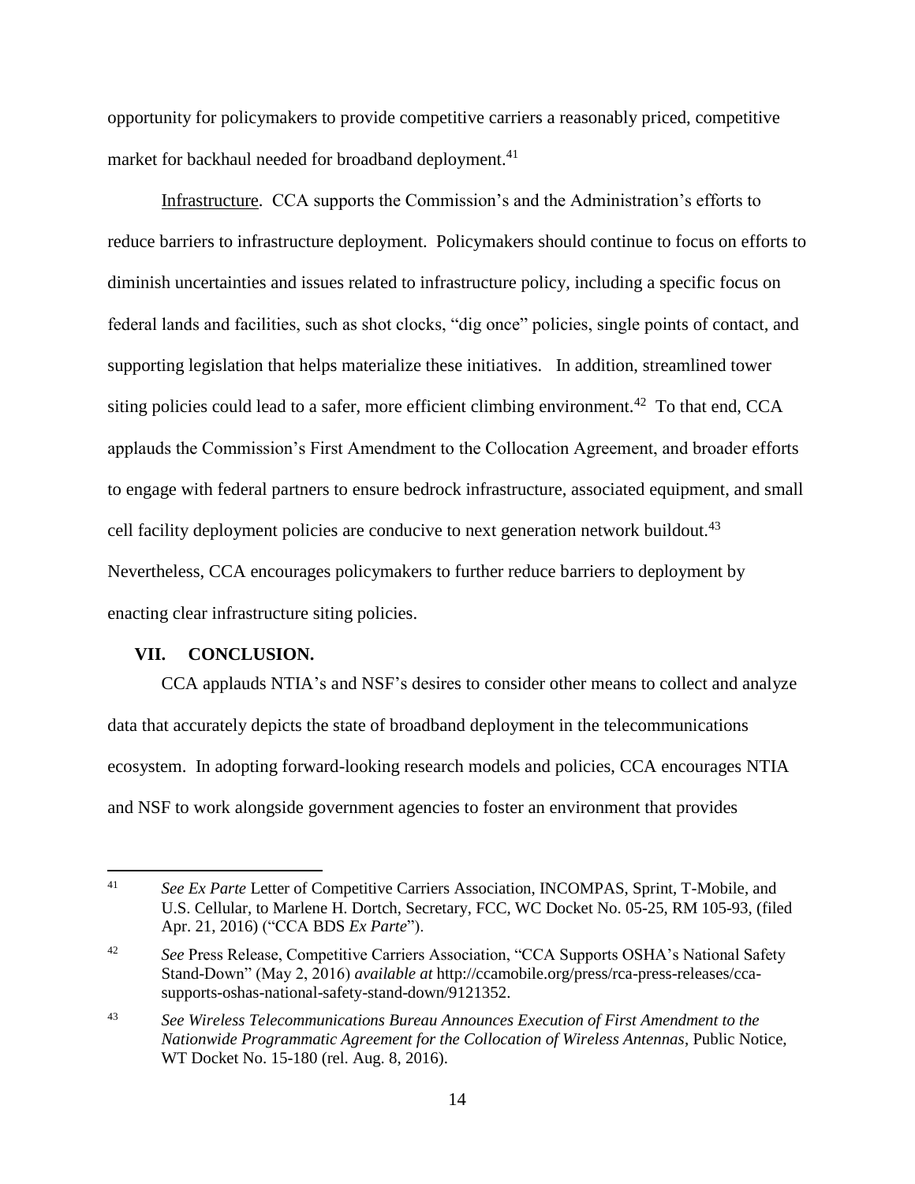opportunity for policymakers to provide competitive carriers a reasonably priced, competitive market for backhaul needed for broadband deployment.[41]

Infrastructure. CCA supports the Commission's and the Administration's efforts to reduce barriers to infrastructure deployment. Policymakers should continue to focus on efforts to diminish uncertainties and issues related to infrastructure policy, including a specific focus on federal lands and facilities, such as shot clocks, "dig once" policies, single points of contact, and supporting legislation that helps materialize these initiatives. In addition, streamlined tower siting policies could lead to a safer, more efficient climbing environment.[42] To that end, CCA applauds the Commission's First Amendment to the Collocation Agreement, and broader efforts to engage with federal partners to ensure bedrock infrastructure, associated equipment, and small cell facility deployment policies are conducive to next generation network buildout.[43] Nevertheless, CCA encourages policymakers to further reduce barriers to deployment by enacting clear infrastructure siting policies.

## VII. CONCLUSION.

CCA applauds NTIA's and NSF's desires to consider other means to collect and analyze data that accurately depicts the state of broadband deployment in the telecommunications ecosystem. In adopting forward-looking research models and policies, CCA encourages NTIA and NSF to work alongside government agencies to foster an environment that provides

---

[41] *See Ex Parte* Letter of Competitive Carriers Association, INCOMPAS, Sprint, T-Mobile, and U.S. Cellular, to Marlene H. Dortch, Secretary, FCC, WC Docket No. 05-25, RM 105-93, (filed Apr. 21, 2016) ("CCA BDS *Ex Parte*").

[42] *See* Press Release, Competitive Carriers Association, "CCA Supports OSHA's National Safety Stand-Down" (May 2, 2016) *available at* http://ccamobile.org/press/rca-press-releases/cca-supports-oshas-national-safety-stand-down/9121352.

[43] *See Wireless Telecommunications Bureau Announces Execution of First Amendment to the Nationwide Programmatic Agreement for the Collocation of Wireless Antennas*, Public Notice, WT Docket No. 15-180 (rel. Aug. 8, 2016).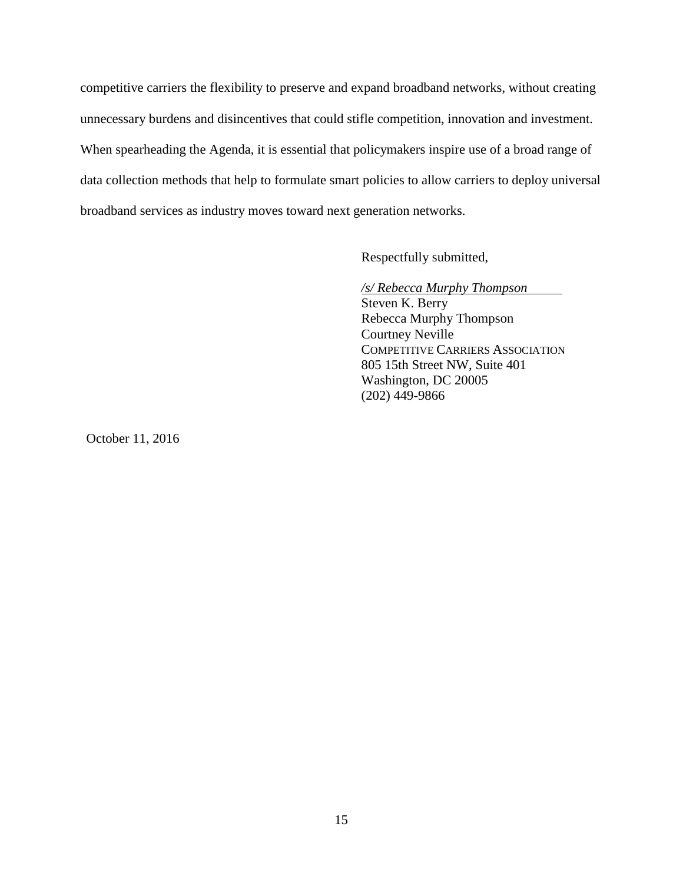competitive carriers the flexibility to preserve and expand broadband networks, without creating unnecessary burdens and disincentives that could stifle competition, innovation and investment. When spearheading the Agenda, it is essential that policymakers inspire use of a broad range of data collection methods that help to formulate smart policies to allow carriers to deploy universal broadband services as industry moves toward next generation networks.

Respectfully submitted,

*/s/ Rebecca Murphy Thompson*
Steven K. Berry
Rebecca Murphy Thompson
Courtney Neville
COMPETITIVE CARRIERS ASSOCIATION
805 15th Street NW, Suite 401
Washington, DC 20005
(202) 449-9866

October 11, 2016